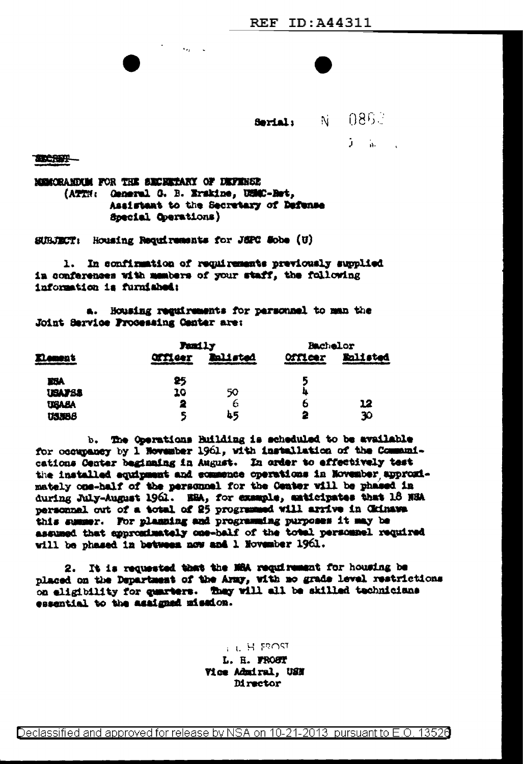REF ID:A44311

Serial: N 0863

SECRET

MEMORANDUM FOR THE SECRETARY OF DEFENSE
(ATTN: General G. B. Erskine, USMC-Ret, Assistant to the Secretary of Defense Special Operations)

SUBJECT: Housing Requirements for JSPC Sobe (U)

1. In confirmation of requirements previously supplied in conferences with members of your staff, the following information is furnished:

a. Housing requirements for personnel to man the Joint Service Processing Center are:

| Element | Family | | Bachelor | |
|---|---|---|---|---|
| | Officer | Enlisted | Officer | Enlisted |
| NSA | 25 | | 5 | |
| USAFSS | 10 | 50 | 4 | |
| USASA | 2 | 6 | 6 | 12 |
| USNSG | 5 | 45 | 2 | 30 |

b. The Operations Building is scheduled to be available for occupancy by 1 November 1961, with installation of the Communications Center beginning in August. In order to effectively test the installed equipment and commence operations in November, approximately one-half of the personnel for the Center will be phased in during July-August 1961. NSA, for example, anticipates that 18 NSA personnel out of a total of 25 programmed will arrive in Okinawa this summer. For planning and programming purposes it may be assumed that approximately one-half of the total personnel required will be phased in between now and 1 November 1961.

2. It is requested that the NSA requirement for housing be placed on the Department of the Army, with no grade level restrictions on eligibility for quarters. They will all be skilled technicians essential to the assigned mission.

L. H. FROST
L. H. FROST
Vice Admiral, USN
Director

Declassified and approved for release by NSA on 10-21-2013 pursuant to E.O. 13526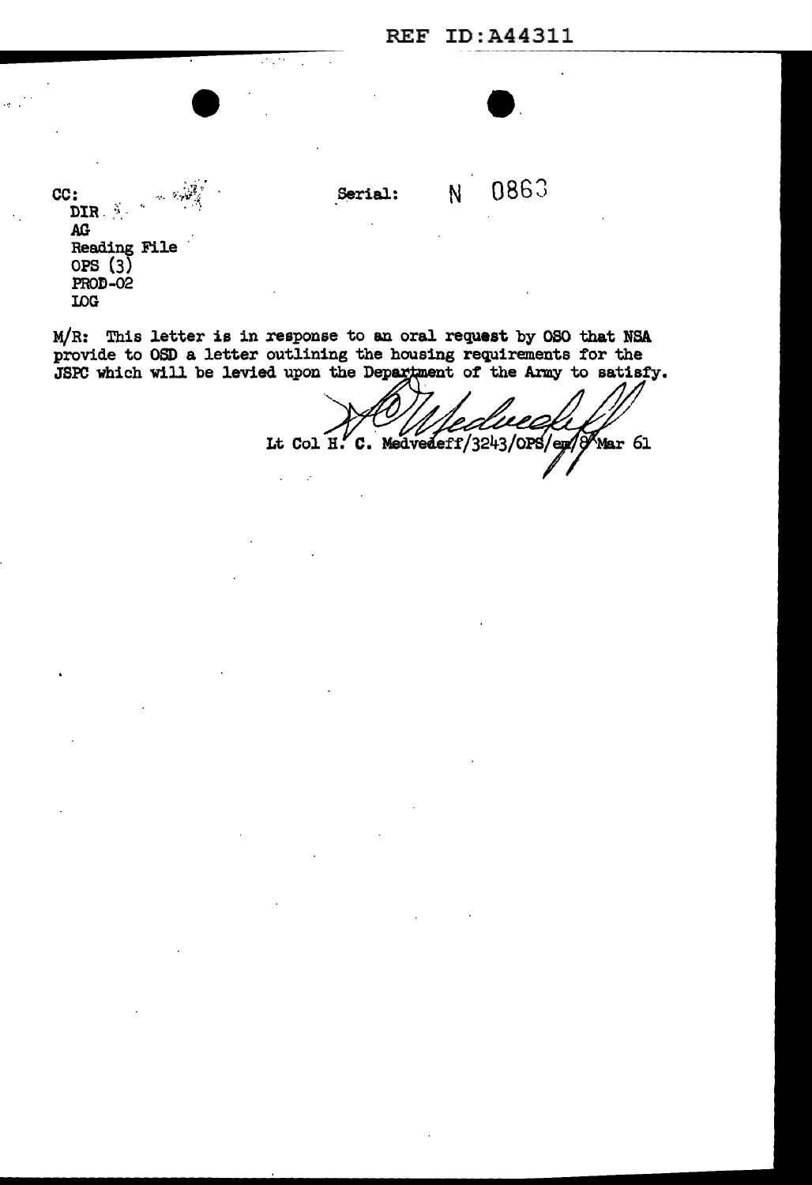CC:
DIR
AG
Reading File
OPS (3)
PROD-02
LOG

Serial: N 0863

M/R: This letter is in response to an oral request by OSO that NSA provide to OSD a letter outlining the housing requirements for the JSPC which will be levied upon the Department of the Army to satisfy.

Lt Col H. C. Medvedeff/3243/OPS/em/8 Mar 61